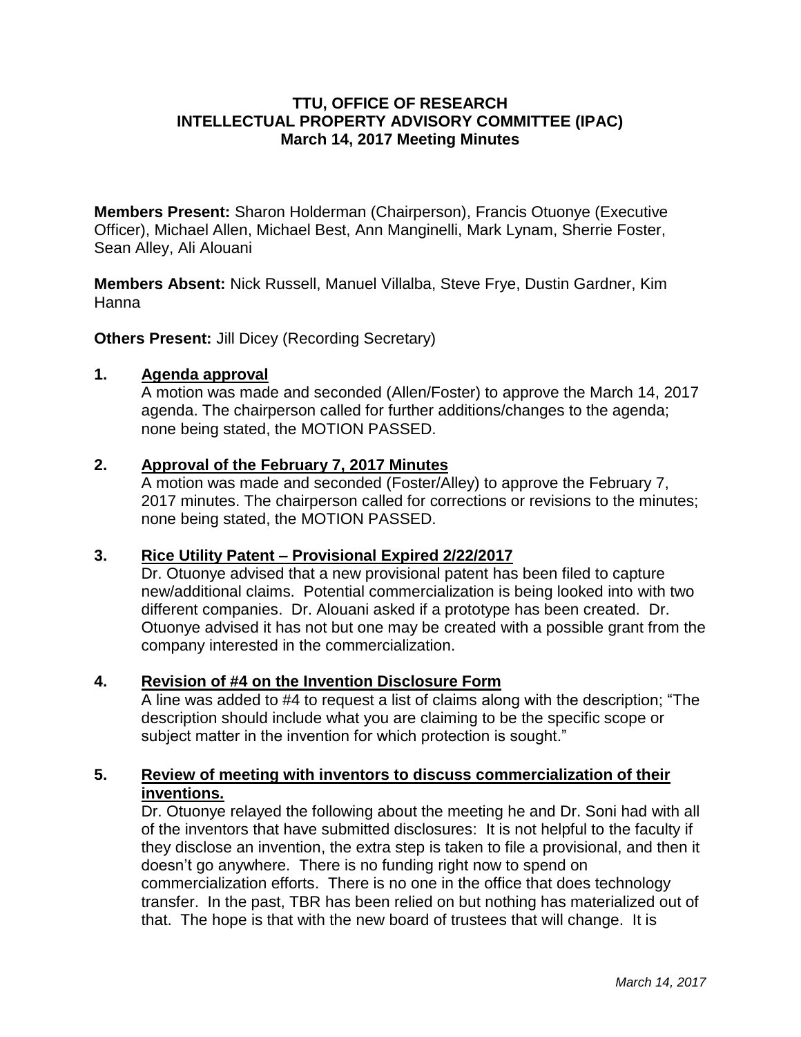# TTU, OFFICE OF RESEARCH
# INTELLECTUAL PROPERTY ADVISORY COMMITTEE (IPAC)
## March 14, 2017 Meeting Minutes

**Members Present:** Sharon Holderman (Chairperson), Francis Otuonye (Executive Officer), Michael Allen, Michael Best, Ann Manginelli, Mark Lynam, Sherrie Foster, Sean Alley, Ali Alouani

**Members Absent:** Nick Russell, Manuel Villalba, Steve Frye, Dustin Gardner, Kim Hanna

**Others Present:** Jill Dicey (Recording Secretary)

**1. Agenda approval**

A motion was made and seconded (Allen/Foster) to approve the March 14, 2017 agenda. The chairperson called for further additions/changes to the agenda; none being stated, the MOTION PASSED.

**2. Approval of the February 7, 2017 Minutes**

A motion was made and seconded (Foster/Alley) to approve the February 7, 2017 minutes. The chairperson called for corrections or revisions to the minutes; none being stated, the MOTION PASSED.

**3. Rice Utility Patent – Provisional Expired 2/22/2017**

Dr. Otuonye advised that a new provisional patent has been filed to capture new/additional claims. Potential commercialization is being looked into with two different companies. Dr. Alouani asked if a prototype has been created. Dr. Otuonye advised it has not but one may be created with a possible grant from the company interested in the commercialization.

**4. Revision of #4 on the Invention Disclosure Form**

A line was added to #4 to request a list of claims along with the description; "The description should include what you are claiming to be the specific scope or subject matter in the invention for which protection is sought."

**5. Review of meeting with inventors to discuss commercialization of their inventions.**

Dr. Otuonye relayed the following about the meeting he and Dr. Soni had with all of the inventors that have submitted disclosures: It is not helpful to the faculty if they disclose an invention, the extra step is taken to file a provisional, and then it doesn't go anywhere. There is no funding right now to spend on commercialization efforts. There is no one in the office that does technology transfer. In the past, TBR has been relied on but nothing has materialized out of that. The hope is that with the new board of trustees that will change. It is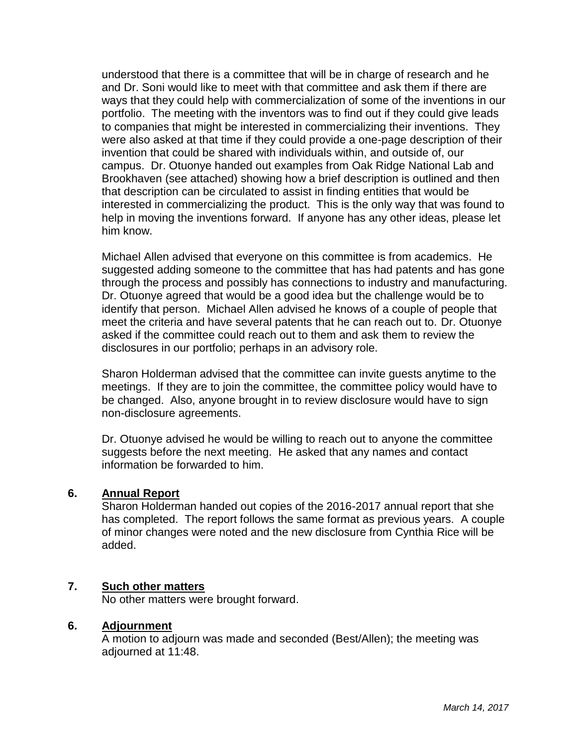understood that there is a committee that will be in charge of research and he and Dr. Soni would like to meet with that committee and ask them if there are ways that they could help with commercialization of some of the inventions in our portfolio. The meeting with the inventors was to find out if they could give leads to companies that might be interested in commercializing their inventions. They were also asked at that time if they could provide a one-page description of their invention that could be shared with individuals within, and outside of, our campus. Dr. Otuonye handed out examples from Oak Ridge National Lab and Brookhaven (see attached) showing how a brief description is outlined and then that description can be circulated to assist in finding entities that would be interested in commercializing the product. This is the only way that was found to help in moving the inventions forward. If anyone has any other ideas, please let him know.

Michael Allen advised that everyone on this committee is from academics. He suggested adding someone to the committee that has had patents and has gone through the process and possibly has connections to industry and manufacturing. Dr. Otuonye agreed that would be a good idea but the challenge would be to identify that person. Michael Allen advised he knows of a couple of people that meet the criteria and have several patents that he can reach out to. Dr. Otuonye asked if the committee could reach out to them and ask them to review the disclosures in our portfolio; perhaps in an advisory role.

Sharon Holderman advised that the committee can invite guests anytime to the meetings. If they are to join the committee, the committee policy would have to be changed. Also, anyone brought in to review disclosure would have to sign non-disclosure agreements.

Dr. Otuonye advised he would be willing to reach out to anyone the committee suggests before the next meeting. He asked that any names and contact information be forwarded to him.

**6. Annual Report**

Sharon Holderman handed out copies of the 2016-2017 annual report that she has completed. The report follows the same format as previous years. A couple of minor changes were noted and the new disclosure from Cynthia Rice will be added.

**7. Such other matters**

No other matters were brought forward.

**6. Adjournment**

A motion to adjourn was made and seconded (Best/Allen); the meeting was adjourned at 11:48.

*March 14, 2017*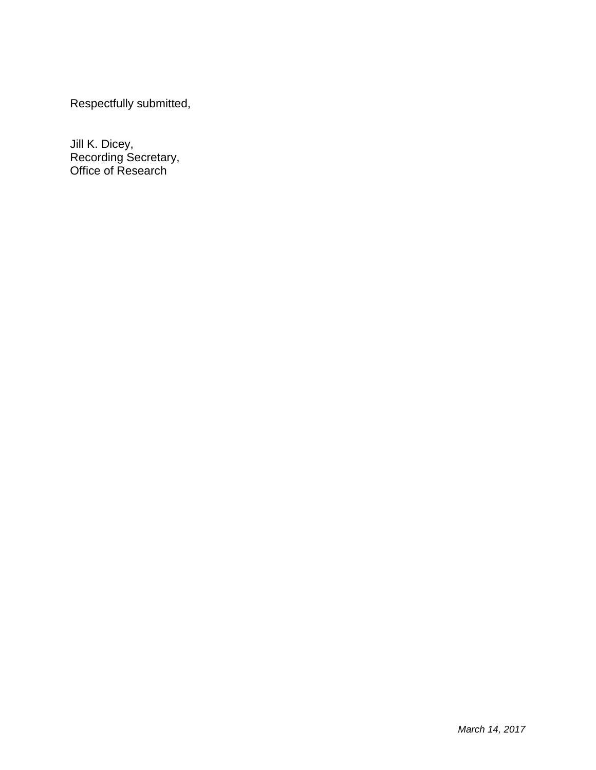Respectfully submitted,

Jill K. Dicey,
Recording Secretary,
Office of Research

*March 14, 2017*